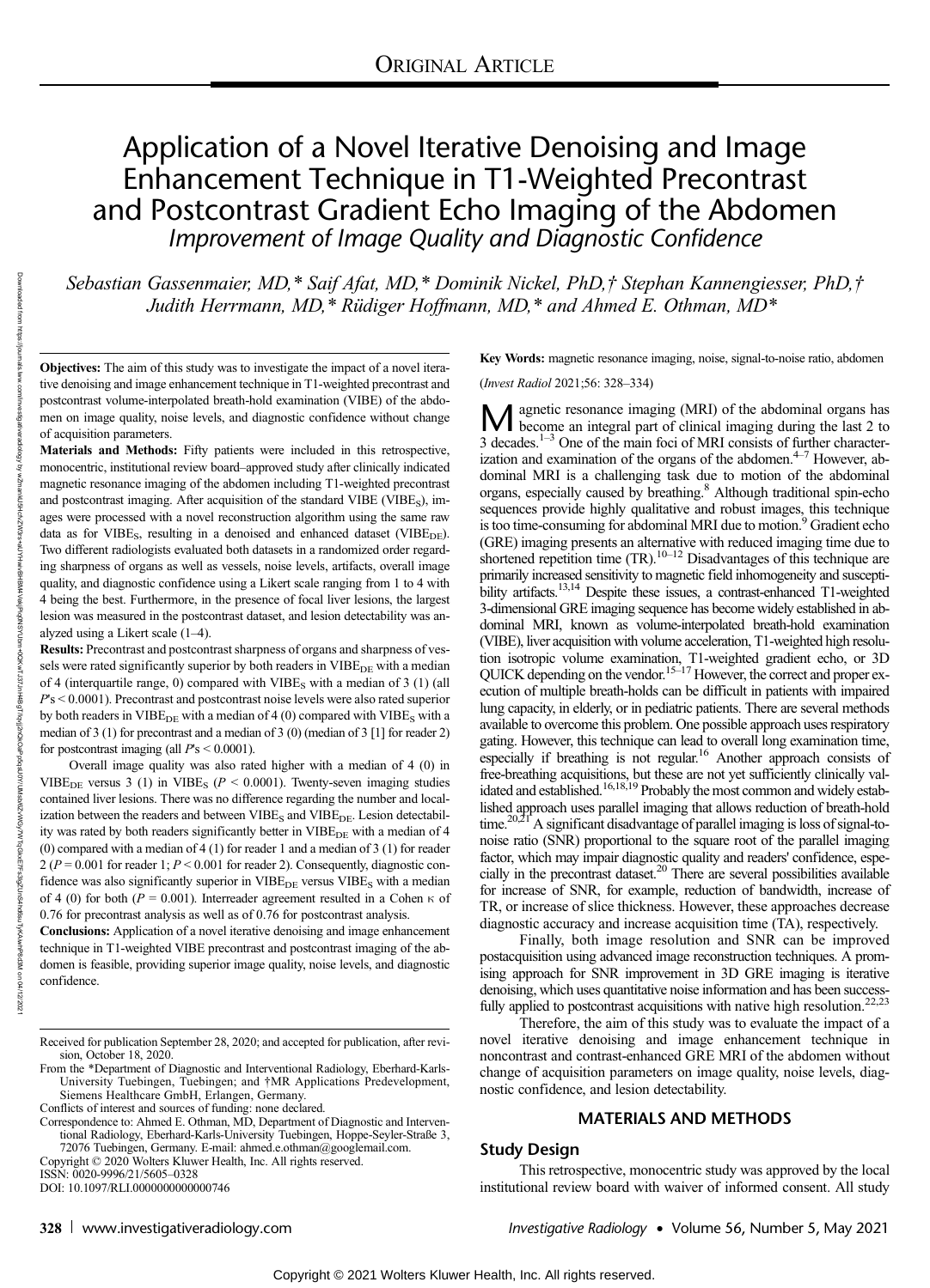ORIGINAL ARTICLE

# Application of a Novel Iterative Denoising and Image Enhancement Technique in T1-Weighted Precontrast and Postcontrast Gradient Echo Imaging of the Abdomen

## *Improvement of Image Quality and Diagnostic Confidence*

*Sebastian Gassenmaier, MD,\* Saif Afat, MD,\* Dominik Nickel, PhD,† Stephan Kannengiesser, PhD,† Judith Herrmann, MD,\* Rüdiger Hoffmann, MD,\* and Ahmed E. Othman, MD\**

**Objectives:** The aim of this study was to investigate the impact of a novel iterative denoising and image enhancement technique in T1-weighted precontrast and postcontrast volume-interpolated breath-hold examination (VIBE) of the abdomen on image quality, noise levels, and diagnostic confidence without change of acquisition parameters.

**Materials and Methods:** Fifty patients were included in this retrospective, monocentric, institutional review board–approved study after clinically indicated magnetic resonance imaging of the abdomen including T1-weighted precontrast and postcontrast imaging. After acquisition of the standard VIBE ($VIBE_S$), images were processed with a novel reconstruction algorithm using the same raw data as for $VIBE_S$, resulting in a denoised and enhanced dataset ($VIBE_{DE}$). Two different radiologists evaluated both datasets in a randomized order regarding sharpness of organs as well as vessels, noise levels, artifacts, overall image quality, and diagnostic confidence using a Likert scale ranging from 1 to 4 with 4 being the best. Furthermore, in the presence of focal liver lesions, the largest lesion was measured in the postcontrast dataset, and lesion detectability was analyzed using a Likert scale (1–4).

**Results:** Precontrast and postcontrast sharpness of organs and sharpness of vessels were rated significantly superior by both readers in $VIBE_{DE}$ with a median of 4 (interquartile range, 0) compared with $VIBE_S$ with a median of 3 (1) (all $P$'s < 0.0001). Precontrast and postcontrast noise levels were also rated superior by both readers in $VIBE_{DE}$ with a median of 4 (0) compared with $VIBE_S$ with a median of 3 (1) for precontrast and a median of 3 (0) (median of 3 [1] for reader 2) for postcontrast imaging (all $P$'s < 0.0001).

Overall image quality was also rated higher with a median of 4 (0) in $VIBE_{DE}$ versus 3 (1) in $VIBE_S$ ($P$ < 0.0001). Twenty-seven imaging studies contained liver lesions. There was no difference regarding the number and localization between the readers and between $VIBE_S$ and $VIBE_{DE}$. Lesion detectability was rated by both readers significantly better in $VIBE_{DE}$ with a median of 4 (0) compared with a median of 4 (1) for reader 1 and a median of 3 (1) for reader 2 ($P$ = 0.001 for reader 1; $P$ < 0.001 for reader 2). Consequently, diagnostic confidence was also significantly superior in $VIBE_{DE}$ versus $VIBE_S$ with a median of 4 (0) for both ($P$ = 0.001). Interreader agreement resulted in a Cohen κ of 0.76 for precontrast analysis as well as of 0.76 for postcontrast analysis.

**Conclusions:** Application of a novel iterative denoising and image enhancement technique in T1-weighted VIBE precontrast and postcontrast imaging of the abdomen is feasible, providing superior image quality, noise levels, and diagnostic confidence.

**Key Words:** magnetic resonance imaging, noise, signal-to-noise ratio, abdomen

(*Invest Radiol* 2021;56: 328–334)

Received for publication September 28, 2020; and accepted for publication, after revision, October 18, 2020.

From the \*Department of Diagnostic and Interventional Radiology, Eberhard-Karls-University Tuebingen, Tuebingen; and †MR Applications Predevelopment, Siemens Healthcare GmbH, Erlangen, Germany.

Conflicts of interest and sources of funding: none declared.

Correspondence to: Ahmed E. Othman, MD, Department of Diagnostic and Interventional Radiology, Eberhard-Karls-University Tuebingen, Hoppe-Seyler-Straße 3, 72076 Tuebingen, Germany. E-mail: ahmed.e.othman@googlemail.com.

Copyright © 2020 Wolters Kluwer Health, Inc. All rights reserved.

ISSN: 0020-9996/21/5605–0328

DOI: 10.1097/RLI.0000000000000746

Magnetic resonance imaging (MRI) of the abdominal organs has become an integral part of clinical imaging during the last 2 to 3 decades.[1–3] One of the main foci of MRI consists of further characterization and examination of the organs of the abdomen.[4–7] However, abdominal MRI is a challenging task due to motion of the abdominal organs, especially caused by breathing.[8] Although traditional spin-echo sequences provide highly qualitative and robust images, this technique is too time-consuming for abdominal MRI due to motion.[9] Gradient echo (GRE) imaging presents an alternative with reduced imaging time due to shortened repetition time (TR).[10–12] Disadvantages of this technique are primarily increased sensitivity to magnetic field inhomogeneity and susceptibility artifacts.[13,14] Despite these issues, a contrast-enhanced T1-weighted 3-dimensional GRE imaging sequence has become widely established in abdominal MRI, known as volume-interpolated breath-hold examination (VIBE), liver acquisition with volume acceleration, T1-weighted high resolution isotropic volume examination, T1-weighted gradient echo, or 3D QUICK depending on the vendor.[15–17] However, the correct and proper execution of multiple breath-holds can be difficult in patients with impaired lung capacity, in elderly, or in pediatric patients. There are several methods available to overcome this problem. One possible approach uses respiratory gating. However, this technique can lead to overall long examination time, especially if breathing is not regular.[16] Another approach consists of free-breathing acquisitions, but these are not yet sufficiently clinically validated and established.[16,18,19] Probably the most common and widely established approach uses parallel imaging that allows reduction of breath-hold time.[20,21] A significant disadvantage of parallel imaging is loss of signal-to-noise ratio (SNR) proportional to the square root of the parallel imaging factor, which may impair diagnostic quality and readers' confidence, especially in the precontrast dataset.[20] There are several possibilities available for increase of SNR, for example, reduction of bandwidth, increase of TR, or increase of slice thickness. However, these approaches decrease diagnostic accuracy and increase acquisition time (TA), respectively.

Finally, both image resolution and SNR can be improved postacquisition using advanced image reconstruction techniques. A promising approach for SNR improvement in 3D GRE imaging is iterative denoising, which uses quantitative noise information and has been successfully applied to postcontrast acquisitions with native high resolution.[22,23]

Therefore, the aim of this study was to evaluate the impact of a novel iterative denoising and image enhancement technique in noncontrast and contrast-enhanced GRE MRI of the abdomen without change of acquisition parameters on image quality, noise levels, diagnostic confidence, and lesion detectability.

## MATERIALS AND METHODS

### Study Design

This retrospective, monocentric study was approved by the local institutional review board with waiver of informed consent. All study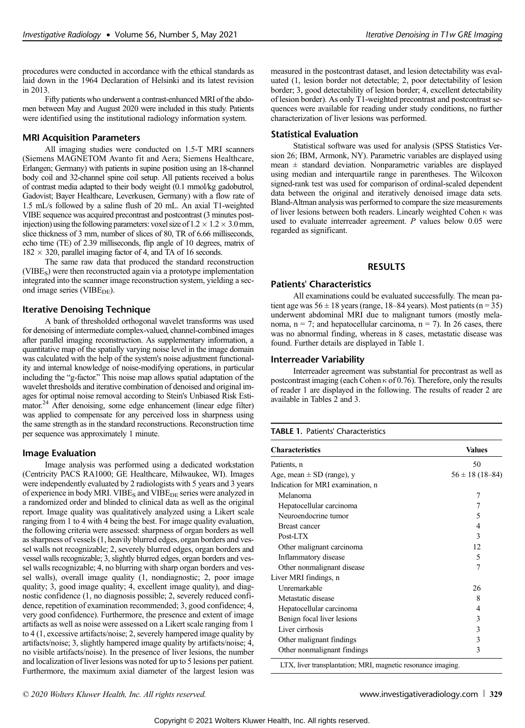procedures were conducted in accordance with the ethical standards as laid down in the 1964 Declaration of Helsinki and its latest revision in 2013.

Fifty patients who underwent a contrast-enhanced MRI of the abdomen between May and August 2020 were included in this study. Patients were identified using the institutional radiology information system.

### MRI Acquisition Parameters

All imaging studies were conducted on 1.5-T MRI scanners (Siemens MAGNETOM Avanto fit and Aera; Siemens Healthcare, Erlangen; Germany) with patients in supine position using an 18-channel body coil and 32-channel spine coil setup. All patients received a bolus of contrast media adapted to their body weight (0.1 mmol/kg gadobutrol, Gadovist; Bayer Healthcare, Leverkusen, Germany) with a flow rate of 1.5 mL/s followed by a saline flush of 20 mL. An axial T1-weighted VIBE sequence was acquired precontrast and postcontrast (3 minutes postinjection) using the following parameters: voxel size of $1.2 \times 1.2 \times 3.0$ mm, slice thickness of 3 mm, number of slices of 80, TR of 6.66 milliseconds, echo time (TE) of 2.39 milliseconds, flip angle of 10 degrees, matrix of $182 \times 320$, parallel imaging factor of 4, and TA of 16 seconds.

The same raw data that produced the standard reconstruction ($VIBE_S$) were then reconstructed again via a prototype implementation integrated into the scanner image reconstruction system, yielding a second image series ($VIBE_{DE}$).

### Iterative Denoising Technique

A bank of thresholded orthogonal wavelet transforms was used for denoising of intermediate complex-valued, channel-combined images after parallel imaging reconstruction. As supplementary information, a quantitative map of the spatially varying noise level in the image domain was calculated with the help of the system's noise adjustment functionality and internal knowledge of noise-modifying operations, in particular including the "g-factor." This noise map allows spatial adaptation of the wavelet thresholds and iterative combination of denoised and original images for optimal noise removal according to Stein's Unbiased Risk Estimator.[24] After denoising, some edge enhancement (linear edge filter) was applied to compensate for any perceived loss in sharpness using the same strength as in the standard reconstructions. Reconstruction time per sequence was approximately 1 minute.

### Image Evaluation

Image analysis was performed using a dedicated workstation (Centricity PACS RA1000; GE Healthcare, Milwaukee, WI). Images were independently evaluated by 2 radiologists with 5 years and 3 years of experience in body MRI. $VIBE_S$ and $VIBE_{DE}$ series were analyzed in a randomized order and blinded to clinical data as well as the original report. Image quality was qualitatively analyzed using a Likert scale ranging from 1 to 4 with 4 being the best. For image quality evaluation, the following criteria were assessed: sharpness of organ borders as well as sharpness of vessels (1, heavily blurred edges, organ borders and vessel walls not recognizable; 2, severely blurred edges, organ borders and vessel walls recognizable; 3, slightly blurred edges, organ borders and vessel walls recognizable; 4, no blurring with sharp organ borders and vessel walls), overall image quality (1, nondiagnostic; 2, poor image quality; 3, good image quality; 4, excellent image quality), and diagnostic confidence (1, no diagnosis possible; 2, severely reduced confidence, repetition of examination recommended; 3, good confidence; 4, very good confidence). Furthermore, the presence and extent of image artifacts as well as noise were assessed on a Likert scale ranging from 1 to 4 (1, excessive artifacts/noise; 2, severely hampered image quality by artifacts/noise; 3, slightly hampered image quality by artifacts/noise; 4, no visible artifacts/noise). In the presence of liver lesions, the number and localization of liver lesions was noted for up to 5 lesions per patient. Furthermore, the maximum axial diameter of the largest lesion was measured in the postcontrast dataset, and lesion detectability was evaluated (1, lesion border not detectable; 2, poor detectability of lesion border; 3, good detectability of lesion border; 4, excellent detectability of lesion border). As only T1-weighted precontrast and postcontrast sequences were available for reading under study conditions, no further characterization of liver lesions was performed.

### Statistical Evaluation

Statistical software was used for analysis (SPSS Statistics Version 26; IBM, Armonk, NY). Parametric variables are displayed using mean ± standard deviation. Nonparametric variables are displayed using median and interquartile range in parentheses. The Wilcoxon signed-rank test was used for comparison of ordinal-scaled dependent data between the original and iteratively denoised image data sets. Bland-Altman analysis was performed to compare the size measurements of liver lesions between both readers. Linearly weighted Cohen $\kappa$ was used to evaluate interreader agreement. $P$ values below 0.05 were regarded as significant.

## RESULTS

### Patients' Characteristics

All examinations could be evaluated successfully. The mean patient age was $56 \pm 18$ years (range, 18–84 years). Most patients ($n = 35$) underwent abdominal MRI due to malignant tumors (mostly melanoma, $n = 7$; and hepatocellular carcinoma, $n = 7$). In 26 cases, there was no abnormal finding, whereas in 8 cases, metastatic disease was found. Further details are displayed in Table 1.

### Interreader Variability

Interreader agreement was substantial for precontrast as well as postcontrast imaging (each Cohen $\kappa$ of 0.76). Therefore, only the results of reader 1 are displayed in the following. The results of reader 2 are available in Tables 2 and 3.

**TABLE 1.** Patients' Characteristics

| Characteristics | Values |
|---|---|
| Patients, n | 50 |
| Age, mean ± SD (range), y | 56 ± 18 (18–84) |
| Indication for MRI examination, n | |
| Melanoma | 7 |
| Hepatocellular carcinoma | 7 |
| Neuroendocrine tumor | 5 |
| Breast cancer | 4 |
| Post-LTX | 3 |
| Other malignant carcinoma | 12 |
| Inflammatory disease | 5 |
| Other nonmalignant disease | 7 |
| Liver MRI findings, n | |
| Unremarkable | 26 |
| Metastatic disease | 8 |
| Hepatocellular carcinoma | 4 |
| Benign focal liver lesions | 3 |
| Liver cirrhosis | 3 |
| Other malignant findings | 3 |
| Other nonmalignant findings | 3 |

LTX, liver transplantation; MRI, magnetic resonance imaging.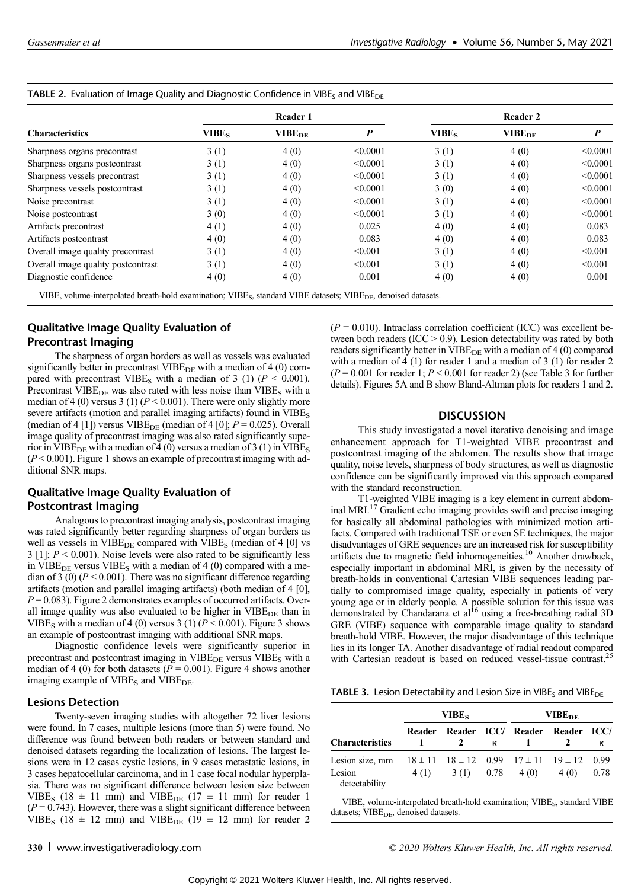**TABLE 2.** Evaluation of Image Quality and Diagnostic Confidence in $VIBE_S$ and $VIBE_{DE}$

| Characteristics | Reader 1 | | | Reader 2 | | |
|---|---|---|---|---|---|---|
| | $VIBE_S$ | $VIBE_{DE}$ | $P$ | $VIBE_S$ | $VIBE_{DE}$ | $P$ |
| Sharpness organs precontrast | 3 (1) | 4 (0) | <0.0001 | 3 (1) | 4 (0) | <0.0001 |
| Sharpness organs postcontrast | 3 (1) | 4 (0) | <0.0001 | 3 (1) | 4 (0) | <0.0001 |
| Sharpness vessels precontrast | 3 (1) | 4 (0) | <0.0001 | 3 (1) | 4 (0) | <0.0001 |
| Sharpness vessels postcontrast | 3 (1) | 4 (0) | <0.0001 | 3 (0) | 4 (0) | <0.0001 |
| Noise precontrast | 3 (1) | 4 (0) | <0.0001 | 3 (1) | 4 (0) | <0.0001 |
| Noise postcontrast | 3 (0) | 4 (0) | <0.0001 | 3 (1) | 4 (0) | <0.0001 |
| Artifacts precontrast | 4 (1) | 4 (0) | 0.025 | 4 (0) | 4 (0) | 0.083 |
| Artifacts postcontrast | 4 (0) | 4 (0) | 0.083 | 4 (0) | 4 (0) | 0.083 |
| Overall image quality precontrast | 3 (1) | 4 (0) | <0.001 | 3 (1) | 4 (0) | <0.001 |
| Overall image quality postcontrast | 3 (1) | 4 (0) | <0.001 | 3 (1) | 4 (0) | <0.001 |
| Diagnostic confidence | 4 (0) | 4 (0) | 0.001 | 4 (0) | 4 (0) | 0.001 |

VIBE, volume-interpolated breath-hold examination; $VIBE_S$, standard VIBE datasets; $VIBE_{DE}$, denoised datasets.

### Qualitative Image Quality Evaluation of Precontrast Imaging

The sharpness of organ borders as well as vessels was evaluated significantly better in precontrast $VIBE_{DE}$ with a median of 4 (0) compared with precontrast $VIBE_S$ with a median of 3 (1) ($P < 0.001$). Precontrast $VIBE_{DE}$ was also rated with less noise than $VIBE_S$ with a median of 4 (0) versus 3 (1) ($P < 0.001$). There were only slightly more severe artifacts (motion and parallel imaging artifacts) found in $VIBE_S$ (median of 4 [1]) versus $VIBE_{DE}$ (median of 4 [0]; $P = 0.025$). Overall image quality of precontrast imaging was also rated significantly superior in $VIBE_{DE}$ with a median of 4 (0) versus a median of 3 (1) in $VIBE_S$ ($P < 0.001$). Figure 1 shows an example of precontrast imaging with additional SNR maps.

### Qualitative Image Quality Evaluation of Postcontrast Imaging

Analogous to precontrast imaging analysis, postcontrast imaging was rated significantly better regarding sharpness of organ borders as well as vessels in $VIBE_{DE}$ compared with $VIBE_S$ (median of 4 [0] vs 3 [1]; $P < 0.001$). Noise levels were also rated to be significantly less in $VIBE_{DE}$ versus $VIBE_S$ with a median of 4 (0) compared with a median of 3 (0) ($P < 0.001$). There was no significant difference regarding artifacts (motion and parallel imaging artifacts) (both median of 4 [0], $P = 0.083$). Figure 2 demonstrates examples of occurred artifacts. Overall image quality was also evaluated to be higher in $VIBE_{DE}$ than in $VIBE_S$ with a median of 4 (0) versus 3 (1) ($P < 0.001$). Figure 3 shows an example of postcontrast imaging with additional SNR maps.

Diagnostic confidence levels were significantly superior in precontrast and postcontrast imaging in $VIBE_{DE}$ versus $VIBE_S$ with a median of 4 (0) for both datasets ($P = 0.001$). Figure 4 shows another imaging example of $VIBE_S$ and $VIBE_{DE}$.

### Lesions Detection

Twenty-seven imaging studies with altogether 72 liver lesions were found. In 7 cases, multiple lesions (more than 5) were found. No difference was found between both readers or between standard and denoised datasets regarding the localization of lesions. The largest lesions were in 12 cases cystic lesions, in 9 cases metastatic lesions, in 3 cases hepatocellular carcinoma, and in 1 case focal nodular hyperplasia. There was no significant difference between lesion size between $VIBE_S$ (18 ± 11 mm) and $VIBE_{DE}$ (17 ± 11 mm) for reader 1 ($P = 0.743$). However, there was a slight significant difference between $VIBE_S$ (18 ± 12 mm) and $VIBE_{DE}$ (19 ± 12 mm) for reader 2 ($P = 0.010$). Intraclass correlation coefficient (ICC) was excellent between both readers (ICC > 0.9). Lesion detectability was rated by both readers significantly better in $VIBE_{DE}$ with a median of 4 (0) compared with a median of 4 (1) for reader 1 and a median of 3 (1) for reader 2 ($P = 0.001$ for reader 1; $P < 0.001$ for reader 2) (see Table 3 for further details). Figures 5A and B show Bland-Altman plots for readers 1 and 2.

## DISCUSSION

This study investigated a novel iterative denoising and image enhancement approach for T1-weighted VIBE precontrast and postcontrast imaging of the abdomen. The results show that image quality, noise levels, sharpness of body structures, as well as diagnostic confidence can be significantly improved via this approach compared with the standard reconstruction.

T1-weighted VIBE imaging is a key element in current abdominal MRI.[17] Gradient echo imaging provides swift and precise imaging for basically all abdominal pathologies with minimized motion artifacts. Compared with traditional TSE or even SE techniques, the major disadvantages of GRE sequences are an increased risk for susceptibility artifacts due to magnetic field inhomogeneities.[10] Another drawback, especially important in abdominal MRI, is given by the necessity of breath-holds in conventional Cartesian VIBE sequences leading partially to compromised image quality, especially in patients of very young age or in elderly people. A possible solution for this issue was demonstrated by Chandarana et al[16] using a free-breathing radial 3D GRE (VIBE) sequence with comparable image quality to standard breath-hold VIBE. However, the major disadvantage of this technique lies in its longer TA. Another disadvantage of radial readout compared with Cartesian readout is based on reduced vessel-tissue contrast.[25]

**TABLE 3.** Lesion Detectability and Lesion Size in $VIBE_S$ and $VIBE_{DE}$

| Characteristics | $VIBE_S$ | | | $VIBE_{DE}$ | | |
|---|---|---|---|---|---|---|
| | Reader 1 | Reader 2 | ICC/ κ | Reader 1 | Reader 2 | ICC/ κ |
| Lesion size, mm | 18 ± 11 | 18 ± 12 | 0.99 | 17 ± 11 | 19 ± 12 | 0.99 |
| Lesion detectability | 4 (1) | 3 (1) | 0.78 | 4 (0) | 4 (0) | 0.78 |

VIBE, volume-interpolated breath-hold examination; $VIBE_S$, standard VIBE datasets; $VIBE_{DE}$, denoised datasets.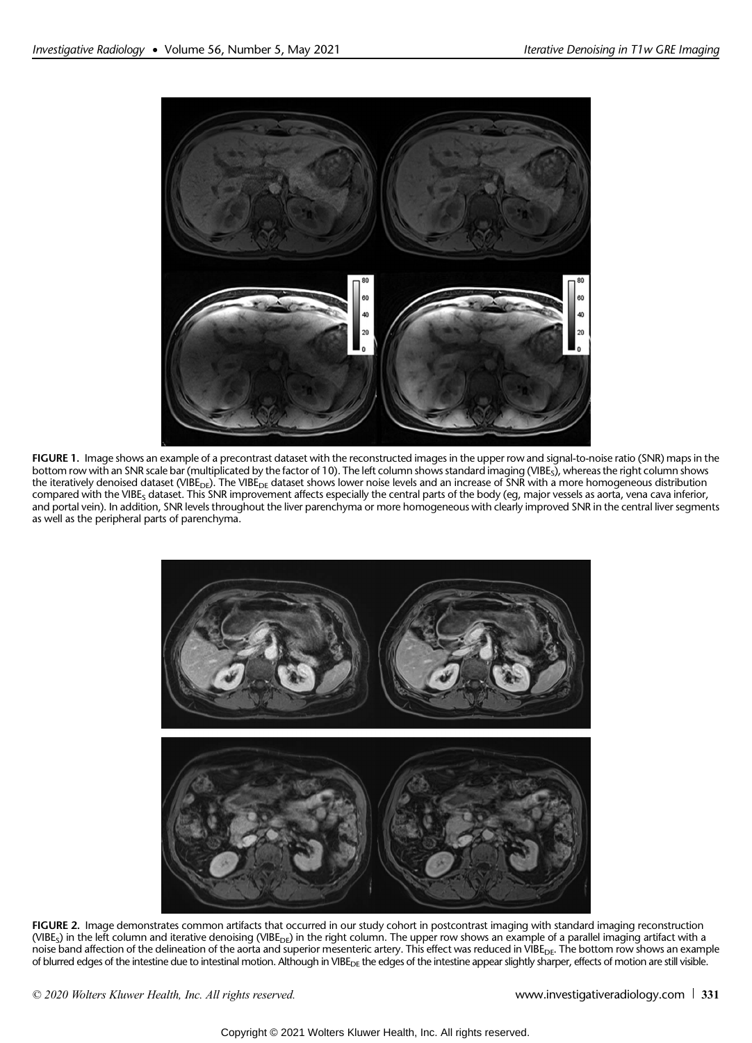**FIGURE 1.** Image shows an example of a precontrast dataset with the reconstructed images in the upper row and signal-to-noise ratio (SNR) maps in the bottom row with an SNR scale bar (multiplicated by the factor of 10). The left column shows standard imaging ($VIBE_S$), whereas the right column shows the iteratively denoised dataset ($VIBE_{DE}$). The $VIBE_{DE}$ dataset shows lower noise levels and an increase of SNR with a more homogeneous distribution compared with the $VIBE_S$ dataset. This SNR improvement affects especially the central parts of the body (eg, major vessels as aorta, vena cava inferior, and portal vein). In addition, SNR levels throughout the liver parenchyma or more homogeneous with clearly improved SNR in the central liver segments as well as the peripheral parts of parenchyma.

**FIGURE 2.** Image demonstrates common artifacts that occurred in our study cohort in postcontrast imaging with standard imaging reconstruction ($VIBE_S$) in the left column and iterative denoising ($VIBE_{DE}$) in the right column. The upper row shows an example of a parallel imaging artifact with a noise band affection of the delineation of the aorta and superior mesenteric artery. This effect was reduced in $VIBE_{DE}$. The bottom row shows an example of blurred edges of the intestine due to intestinal motion. Although in $VIBE_{DE}$ the edges of the intestine appear slightly sharper, effects of motion are still visible.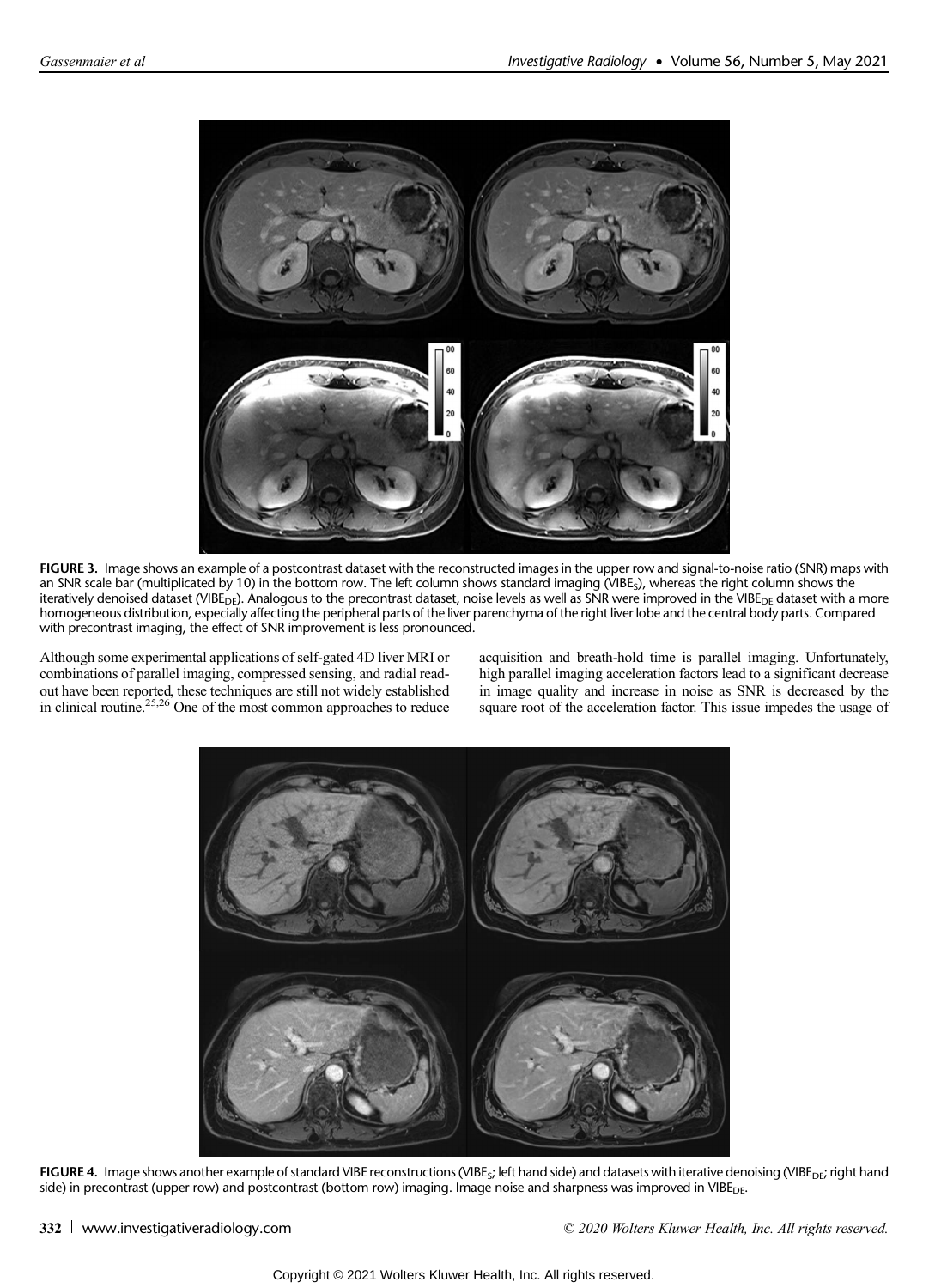**FIGURE 3.** Image shows an example of a postcontrast dataset with the reconstructed images in the upper row and signal-to-noise ratio (SNR) maps with an SNR scale bar (multiplicated by 10) in the bottom row. The left column shows standard imaging ($VIBE_S$), whereas the right column shows the iteratively denoised dataset ($VIBE_{DE}$). Analogous to the precontrast dataset, noise levels as well as SNR were improved in the $VIBE_{DE}$ dataset with a more homogeneous distribution, especially affecting the peripheral parts of the liver parenchyma of the right liver lobe and the central body parts. Compared with precontrast imaging, the effect of SNR improvement is less pronounced.

Although some experimental applications of self-gated 4D liver MRI or combinations of parallel imaging, compressed sensing, and radial readout have been reported, these techniques are still not widely established in clinical routine.[25,26] One of the most common approaches to reduce acquisition and breath-hold time is parallel imaging. Unfortunately, high parallel imaging acceleration factors lead to a significant decrease in image quality and increase in noise as SNR is decreased by the square root of the acceleration factor. This issue impedes the usage of

**FIGURE 4.** Image shows another example of standard VIBE reconstructions ($VIBE_S$; left hand side) and datasets with iterative denoising ($VIBE_{DE}$; right hand side) in precontrast (upper row) and postcontrast (bottom row) imaging. Image noise and sharpness was improved in $VIBE_{DE}$.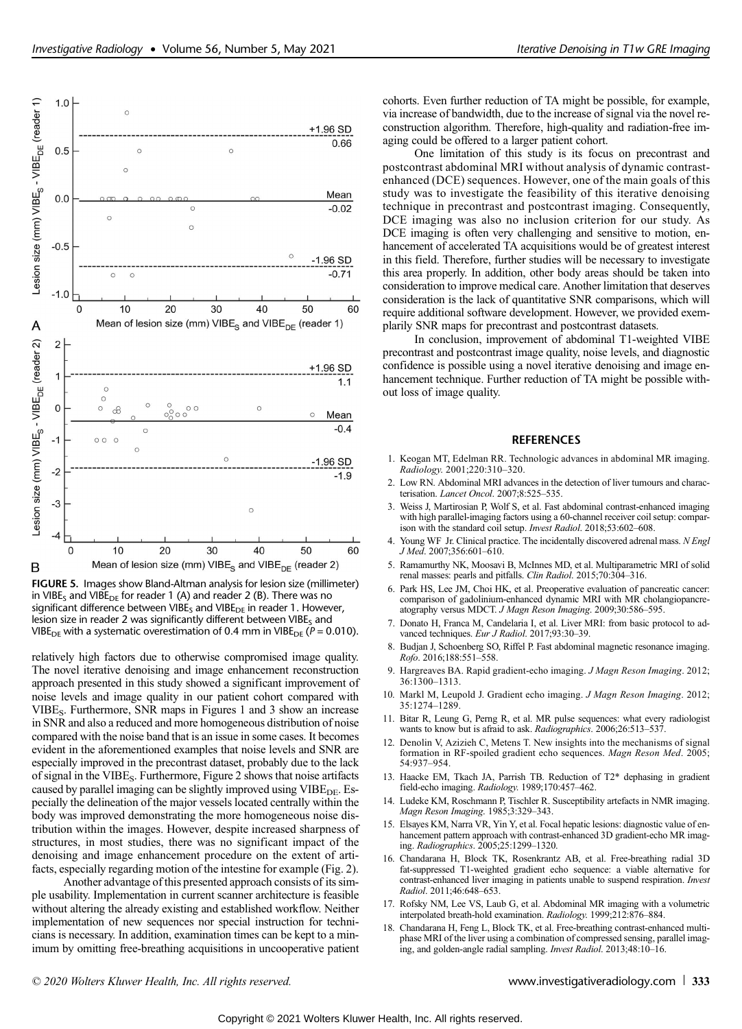FIGURE 5. Images show Bland-Altman analysis for lesion size (millimeter) in $VIBE_S$ and $VIBE_{DE}$ for reader 1 (A) and reader 2 (B). There was no significant difference between $VIBE_S$ and $VIBE_{DE}$ in reader 1. However, lesion size in reader 2 was significantly different between $VIBE_S$ and $VIBE_{DE}$ with a systematic overestimation of 0.4 mm in $VIBE_{DE}$ ($P = 0.010$).

relatively high factors due to otherwise compromised image quality. The novel iterative denoising and image enhancement reconstruction approach presented in this study showed a significant improvement of noise levels and image quality in our patient cohort compared with $VIBE_S$. Furthermore, SNR maps in Figures 1 and 3 show an increase in SNR and also a reduced and more homogeneous distribution of noise compared with the noise band that is an issue in some cases. It becomes evident in the aforementioned examples that noise levels and SNR are especially improved in the precontrast dataset, probably due to the lack of signal in the $VIBE_S$. Furthermore, Figure 2 shows that noise artifacts caused by parallel imaging can be slightly improved using $VIBE_{DE}$. Especially the delineation of the major vessels located centrally within the body was improved demonstrating the more homogeneous noise distribution within the images. However, despite increased sharpness of structures, in most studies, there was no significant impact of the denoising and image enhancement procedure on the extent of artifacts, especially regarding motion of the intestine for example (Fig. 2).

Another advantage of this presented approach consists of its simple usability. Implementation in current scanner architecture is feasible without altering the already existing and established workflow. Neither implementation of new sequences nor special instruction for technicians is necessary. In addition, examination times can be kept to a minimum by omitting free-breathing acquisitions in uncooperative patient cohorts. Even further reduction of TA might be possible, for example, via increase of bandwidth, due to the increase of signal via the novel reconstruction algorithm. Therefore, high-quality and radiation-free imaging could be offered to a larger patient cohort.

One limitation of this study is its focus on precontrast and postcontrast abdominal MRI without analysis of dynamic contrast-enhanced (DCE) sequences. However, one of the main goals of this study was to investigate the feasibility of this iterative denoising technique in precontrast and postcontrast imaging. Consequently, DCE imaging was also no inclusion criterion for our study. As DCE imaging is often very challenging and sensitive to motion, enhancement of accelerated TA acquisitions would be of greatest interest in this field. Therefore, further studies will be necessary to investigate this area properly. In addition, other body areas should be taken into consideration to improve medical care. Another limitation that deserves consideration is the lack of quantitative SNR comparisons, which will require additional software development. However, we provided exemplarily SNR maps for precontrast and postcontrast datasets.

In conclusion, improvement of abdominal T1-weighted VIBE precontrast and postcontrast image quality, noise levels, and diagnostic confidence is possible using a novel iterative denoising and image enhancement technique. Further reduction of TA might be possible without loss of image quality.

## REFERENCES

1. Keogan MT, Edelman RR. Technologic advances in abdominal MR imaging. *Radiology*. 2001;220:310–320.
2. Low RN. Abdominal MRI advances in the detection of liver tumours and characterisation. *Lancet Oncol*. 2007;8:525–535.
3. Weiss J, Martirosian P, Wolf S, et al. Fast abdominal contrast-enhanced imaging with high parallel-imaging factors using a 60-channel receiver coil setup: comparison with the standard coil setup. *Invest Radiol*. 2018;53:602–608.
4. Young WF Jr. Clinical practice. The incidentally discovered adrenal mass. *N Engl J Med*. 2007;356:601–610.
5. Ramamurthy NK, Moosavi B, McInnes MD, et al. Multiparametric MRI of solid renal masses: pearls and pitfalls. *Clin Radiol*. 2015;70:304–316.
6. Park HS, Lee JM, Choi HK, et al. Preoperative evaluation of pancreatic cancer: comparison of gadolinium-enhanced dynamic MRI with MR cholangiopancreatography versus MDCT. *J Magn Reson Imaging*. 2009;30:586–595.
7. Donato H, Franca M, Candelaria I, et al. Liver MRI: from basic protocol to advanced techniques. *Eur J Radiol*. 2017;93:30–39.
8. Budjan J, Schoenberg SO, Riffel P. Fast abdominal magnetic resonance imaging. *Rofo*. 2016;188:551–558.
9. Hargreaves BA. Rapid gradient-echo imaging. *J Magn Reson Imaging*. 2012; 36:1300–1313.
10. Markl M, Leupold J. Gradient echo imaging. *J Magn Reson Imaging*. 2012; 35:1274–1289.
11. Bitar R, Leung G, Perng R, et al. MR pulse sequences: what every radiologist wants to know but is afraid to ask. *Radiographics*. 2006;26:513–537.
12. Denolin V, Azizieh C, Metens T. New insights into the mechanisms of signal formation in RF-spoiled gradient echo sequences. *Magn Reson Med*. 2005; 54:937–954.
13. Haacke EM, Tkach JA, Parrish TB. Reduction of T2* dephasing in gradient field-echo imaging. *Radiology*. 1989;170:457–462.
14. Ludeke KM, Roschmann P, Tischler R. Susceptibility artefacts in NMR imaging. *Magn Reson Imaging*. 1985;3:329–343.
15. Elsayes KM, Narra VR, Yin Y, et al. Focal hepatic lesions: diagnostic value of enhancement pattern approach with contrast-enhanced 3D gradient-echo MR imaging. *Radiographics*. 2005;25:1299–1320.
16. Chandarana H, Block TK, Rosenkrantz AB, et al. Free-breathing radial 3D fat-suppressed T1-weighted gradient echo sequence: a viable alternative for contrast-enhanced liver imaging in patients unable to suspend respiration. *Invest Radiol*. 2011;46:648–653.
17. Rofsky NM, Lee VS, Laub G, et al. Abdominal MR imaging with a volumetric interpolated breath-hold examination. *Radiology*. 1999;212:876–884.
18. Chandarana H, Feng L, Block TK, et al. Free-breathing contrast-enhanced multiphase MRI of the liver using a combination of compressed sensing, parallel imaging, and golden-angle radial sampling. *Invest Radiol*. 2013;48:10–16.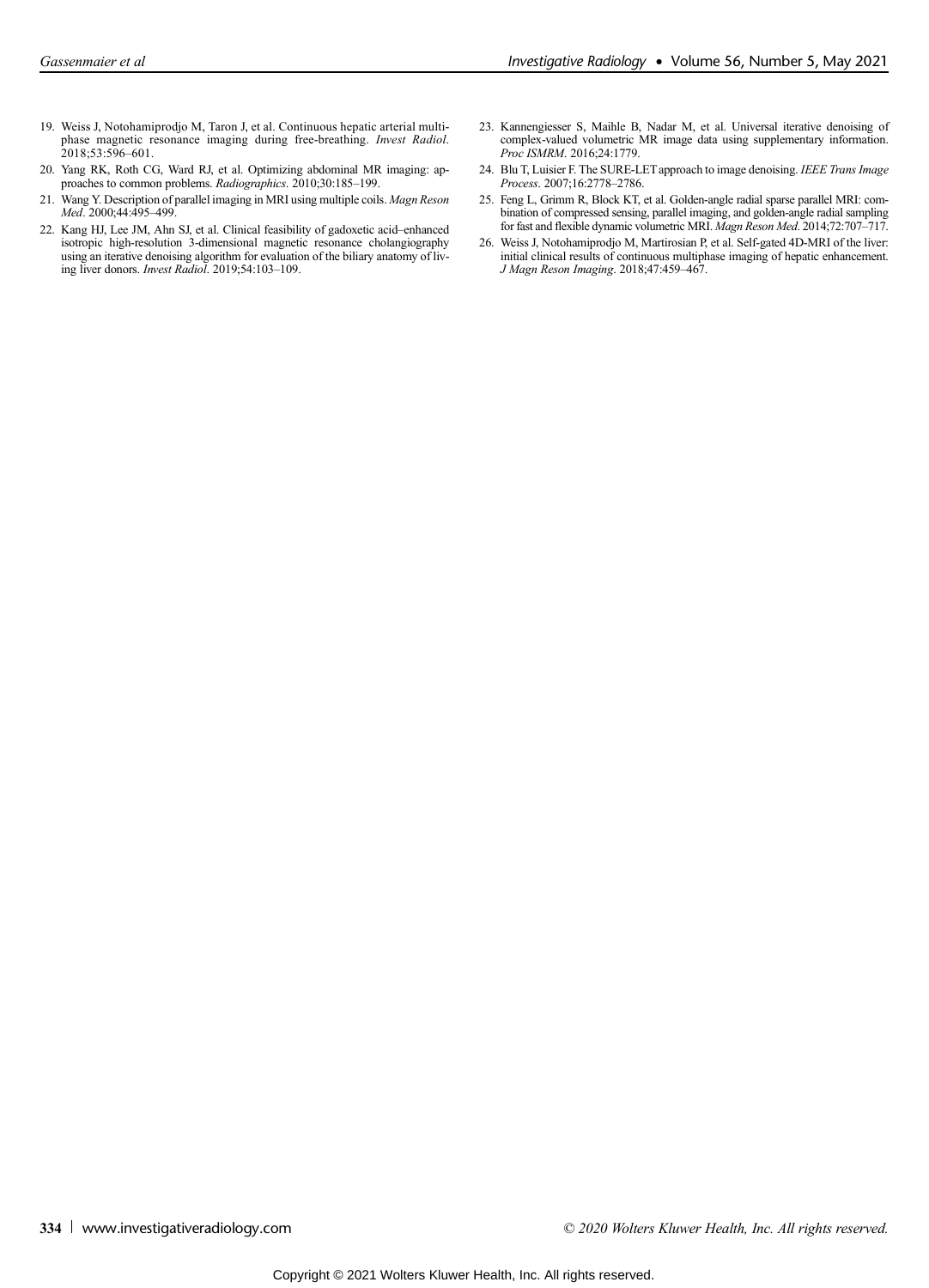19. Weiss J, Notohamiprodjo M, Taron J, et al. Continuous hepatic arterial multiphase magnetic resonance imaging during free-breathing. *Invest Radiol*. 2018;53:596–601.
20. Yang RK, Roth CG, Ward RJ, et al. Optimizing abdominal MR imaging: approaches to common problems. *Radiographics*. 2010;30:185–199.
21. Wang Y. Description of parallel imaging in MRI using multiple coils. *Magn Reson Med*. 2000;44:495–499.
22. Kang HJ, Lee JM, Ahn SJ, et al. Clinical feasibility of gadoxetic acid–enhanced isotropic high-resolution 3-dimensional magnetic resonance cholangiography using an iterative denoising algorithm for evaluation of the biliary anatomy of living liver donors. *Invest Radiol*. 2019;54:103–109.
23. Kannengiesser S, Maihle B, Nadar M, et al. Universal iterative denoising of complex-valued volumetric MR image data using supplementary information. *Proc ISMRM*. 2016;24:1779.
24. Blu T, Luisier F. The SURE-LET approach to image denoising. *IEEE Trans Image Process*. 2007;16:2778–2786.
25. Feng L, Grimm R, Block KT, et al. Golden-angle radial sparse parallel MRI: combination of compressed sensing, parallel imaging, and golden-angle radial sampling for fast and flexible dynamic volumetric MRI. *Magn Reson Med*. 2014;72:707–717.
26. Weiss J, Notohamiprodjo M, Martirosian P, et al. Self-gated 4D-MRI of the liver: initial clinical results of continuous multiphase imaging of hepatic enhancement. *J Magn Reson Imaging*. 2018;47:459–467.